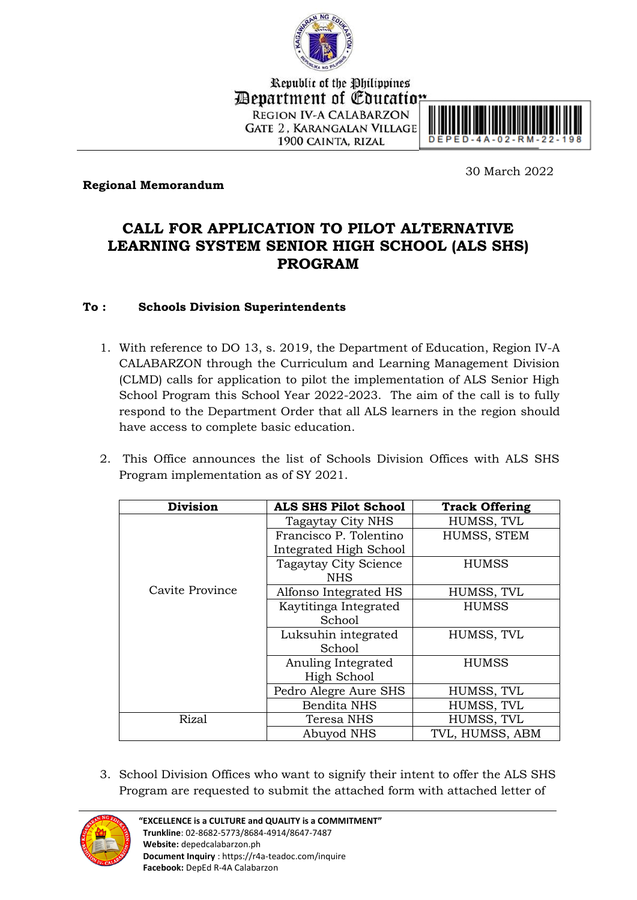Republic of the Philippines
Department of Education
REGION IV-A CALABARZON
GATE 2, KARANGALAN VILLAGE
1900 CAINTA, RIZAL

DEPED-4A-02-RM-22-198

30 March 2022

**Regional Memorandum**

# CALL FOR APPLICATION TO PILOT ALTERNATIVE LEARNING SYSTEM SENIOR HIGH SCHOOL (ALS SHS) PROGRAM

**To : Schools Division Superintendents**

1. With reference to DO 13, s. 2019, the Department of Education, Region IV-A CALABARZON through the Curriculum and Learning Management Division (CLMD) calls for application to pilot the implementation of ALS Senior High School Program this School Year 2022-2023. The aim of the call is to fully respond to the Department Order that all ALS learners in the region should have access to complete basic education.

2. This Office announces the list of Schools Division Offices with ALS SHS Program implementation as of SY 2021.

| Division | ALS SHS Pilot School | Track Offering |
|---|---|---|
| Cavite Province | Tagaytay City NHS | HUMSS, TVL |
| | Francisco P. Tolentino Integrated High School | HUMSS, STEM |
| | Tagaytay City Science NHS | HUMSS |
| | Alfonso Integrated HS | HUMSS, TVL |
| | Kaytitinga Integrated School | HUMSS |
| | Luksuhin integrated School | HUMSS, TVL |
| | Anuling Integrated High School | HUMSS |
| | Pedro Alegre Aure SHS | HUMSS, TVL |
| | Bendita NHS | HUMSS, TVL |
| Rizal | Teresa NHS | HUMSS, TVL |
| | Abuyod NHS | TVL, HUMSS, ABM |

3. School Division Offices who want to signify their intent to offer the ALS SHS Program are requested to submit the attached form with attached letter of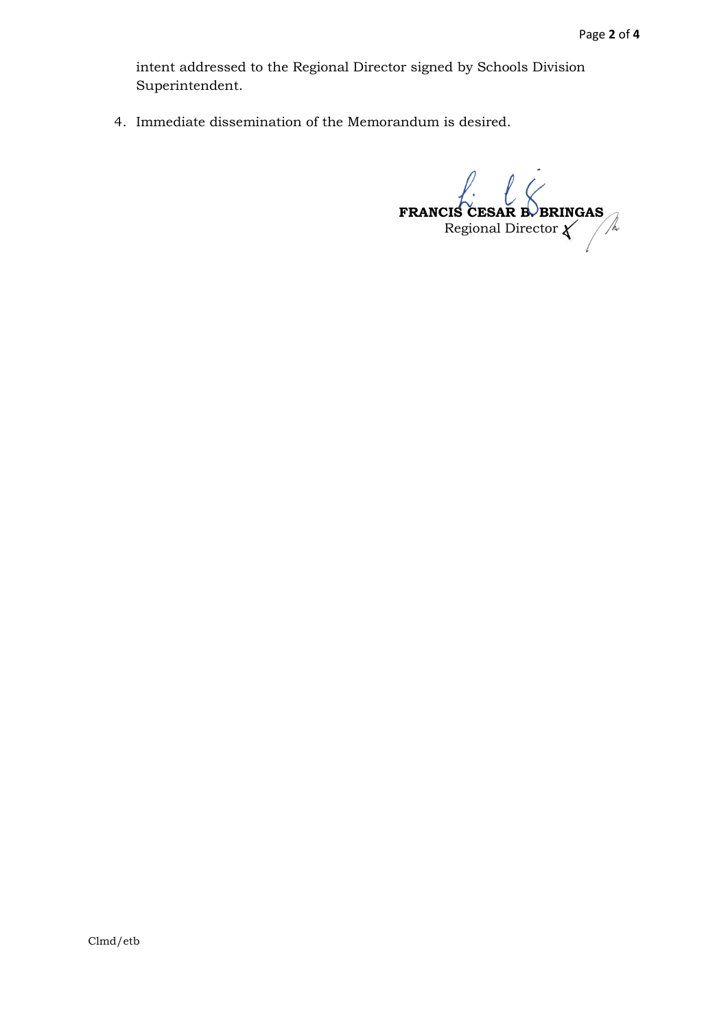intent addressed to the Regional Director signed by Schools Division Superintendent.

4. Immediate dissemination of the Memorandum is desired.

**FRANCIS CESAR B. BRINGAS**
Regional Director

Clmd/etb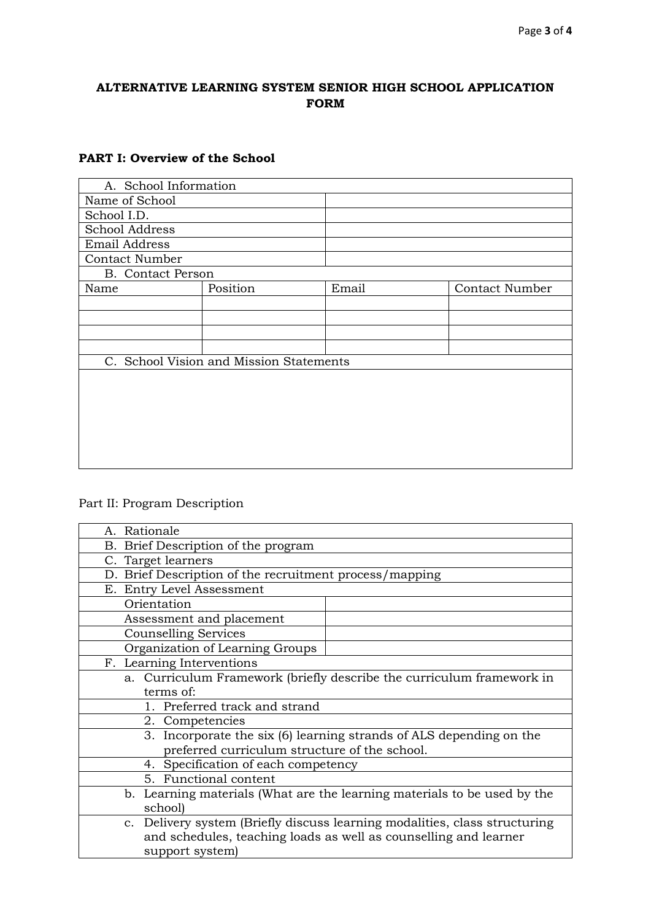**ALTERNATIVE LEARNING SYSTEM SENIOR HIGH SCHOOL APPLICATION FORM**

**PART I: Overview of the School**

| A. School Information | | | |
|---|---|---|---|
| Name of School | | | |
| School I.D. | | | |
| School Address | | | |
| Email Address | | | |
| Contact Number | | | |
| B. Contact Person | | | |
| Name | Position | Email | Contact Number |
| | | | |
| | | | |
| | | | |
| | | | |
| C. School Vision and Mission Statements | | | |
| | | | |

Part II: Program Description

| A. Rationale | |
|---|---|
| B. Brief Description of the program | |
| C. Target learners | |
| D. Brief Description of the recruitment process/mapping | |
| E. Entry Level Assessment | |
| Orientation | |
| Assessment and placement | |
| Counselling Services | |
| Organization of Learning Groups | |
| F. Learning Interventions | |
| a. Curriculum Framework (briefly describe the curriculum framework in terms of: | |
| 1. Preferred track and strand | |
| 2. Competencies | |
| 3. Incorporate the six (6) learning strands of ALS depending on the preferred curriculum structure of the school. | |
| 4. Specification of each competency | |
| 5. Functional content | |
| b. Learning materials (What are the learning materials to be used by the school) | |
| c. Delivery system (Briefly discuss learning modalities, class structuring and schedules, teaching loads as well as counselling and learner support system) | |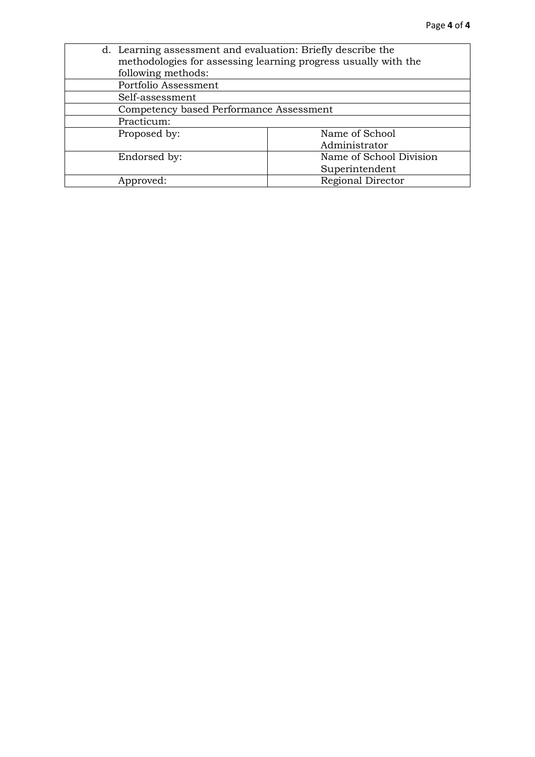| | |
|---|---|
| d. Learning assessment and evaluation: Briefly describe the methodologies for assessing learning progress usually with the following methods: | |
| Portfolio Assessment | |
| Self-assessment | |
| Competency based Performance Assessment | |
| Practicum: | |
| Proposed by: | Name of School Administrator |
| Endorsed by: | Name of School Division Superintendent |
| Approved: | Regional Director |